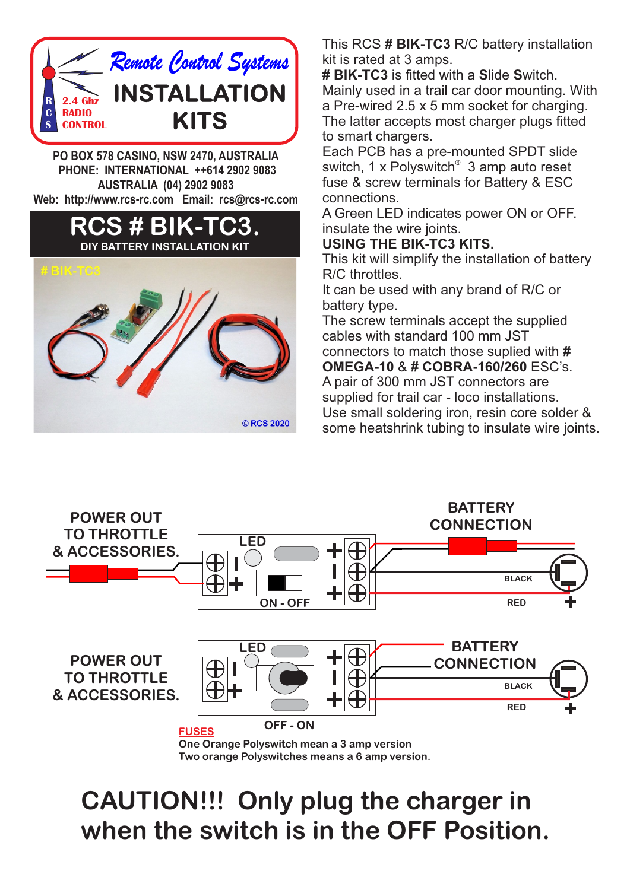# Remote Control Systems INSTALLATION KITS

R C S 2.4 Ghz RADIO CONTROL

**PO BOX 578 CASINO, NSW 2470, AUSTRALIA**
**PHONE: INTERNATIONAL ++614 2902 9083**
**AUSTRALIA (04) 2902 9083**
**Web: http://www.rcs-rc.com Email: rcs@rcs-rc.com**

## RCS # BIK-TC3.

**DIY BATTERY INSTALLATION KIT**

# BIK-TC3

© RCS 2020

This RCS **# BIK-TC3** R/C battery installation kit is rated at 3 amps.
**# BIK-TC3** is fitted with a **S**lide **S**witch. Mainly used in a trail car door mounting. With a Pre-wired 2.5 x 5 mm socket for charging. The latter accepts most charger plugs fitted to smart chargers.
Each PCB has a pre-mounted SPDT slide switch, 1 x Polyswitch® 3 amp auto reset fuse & screw terminals for Battery & ESC connections.
A Green LED indicates power ON or OFF. insulate the wire joints.

**USING THE BIK-TC3 KITS.**

This kit will simplify the installation of battery R/C throttles.
It can be used with any brand of R/C or battery type.
The screw terminals accept the supplied cables with standard 100 mm JST connectors to match those suplied with **# OMEGA-10** & **# COBRA-160/260** ESC's.
A pair of 300 mm JST connectors are supplied for trail car - loco installations.
Use small soldering iron, resin core solder & some heatshrink tubing to insulate wire joints.

**POWER OUT TO THROTTLE & ACCESSORIES.** — LED — ON - OFF — **BATTERY CONNECTION** — BLACK — RED

**POWER OUT TO THROTTLE & ACCESSORIES.** — LED — OFF - ON — **BATTERY CONNECTION** — BLACK — RED

**FUSES**
One Orange Polyswitch mean a 3 amp version
Two orange Polyswitches means a 6 amp version.

# CAUTION!!! Only plug the charger in when the switch is in the OFF Position.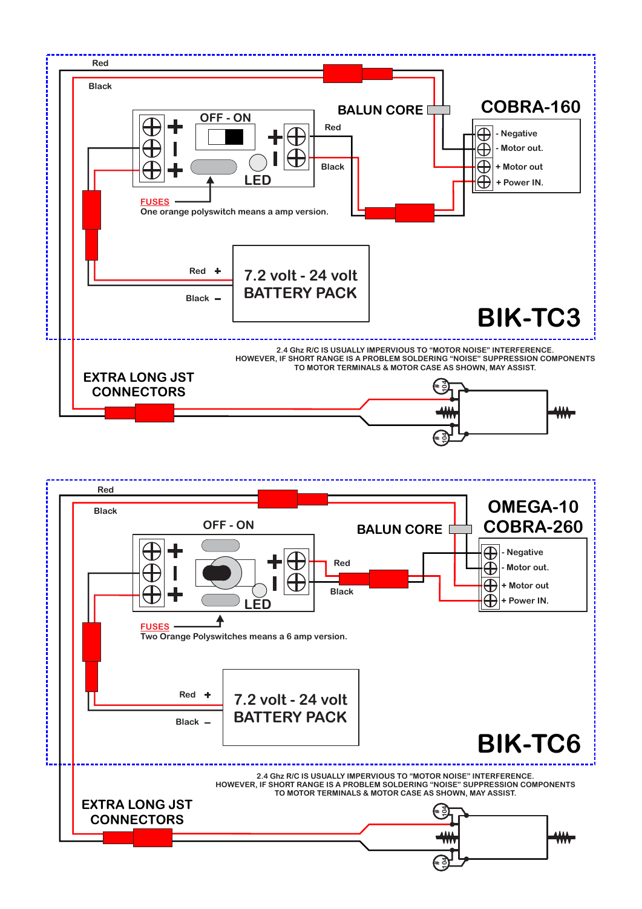Red

Black

OFF - ON

BALUN CORE

COBRA-160

Red

Black

- Negative
- Motor out.
+ Motor out
+ Power IN.

LED

FUSES
One orange polyswitch means a amp version.

Red +

Black −

7.2 volt - 24 volt
BATTERY PACK

BIK-TC3

2.4 Ghz R/C IS USUALLY IMPERVIOUS TO "MOTOR NOISE" INTERFERENCE.
HOWEVER, IF SHORT RANGE IS A PROBLEM SOLDERING "NOISE" SUPPRESSION COMPONENTS
TO MOTOR TERMINALS & MOTOR CASE AS SHOWN, MAY ASSIST.

EXTRA LONG JST
CONNECTORS

# 104

# 104

Red

Black

OFF - ON

BALUN CORE

OMEGA-10
COBRA-260

Red

Black

- Negative
- Motor out.
+ Motor out
+ Power IN.

LED

FUSES
Two Orange Polyswitches means a 6 amp version.

Red +

Black −

7.2 volt - 24 volt
BATTERY PACK

BIK-TC6

2.4 Ghz R/C IS USUALLY IMPERVIOUS TO "MOTOR NOISE" INTERFERENCE.
HOWEVER, IF SHORT RANGE IS A PROBLEM SOLDERING "NOISE" SUPPRESSION COMPONENTS
TO MOTOR TERMINALS & MOTOR CASE AS SHOWN, MAY ASSIST.

EXTRA LONG JST
CONNECTORS

# 104

# 104